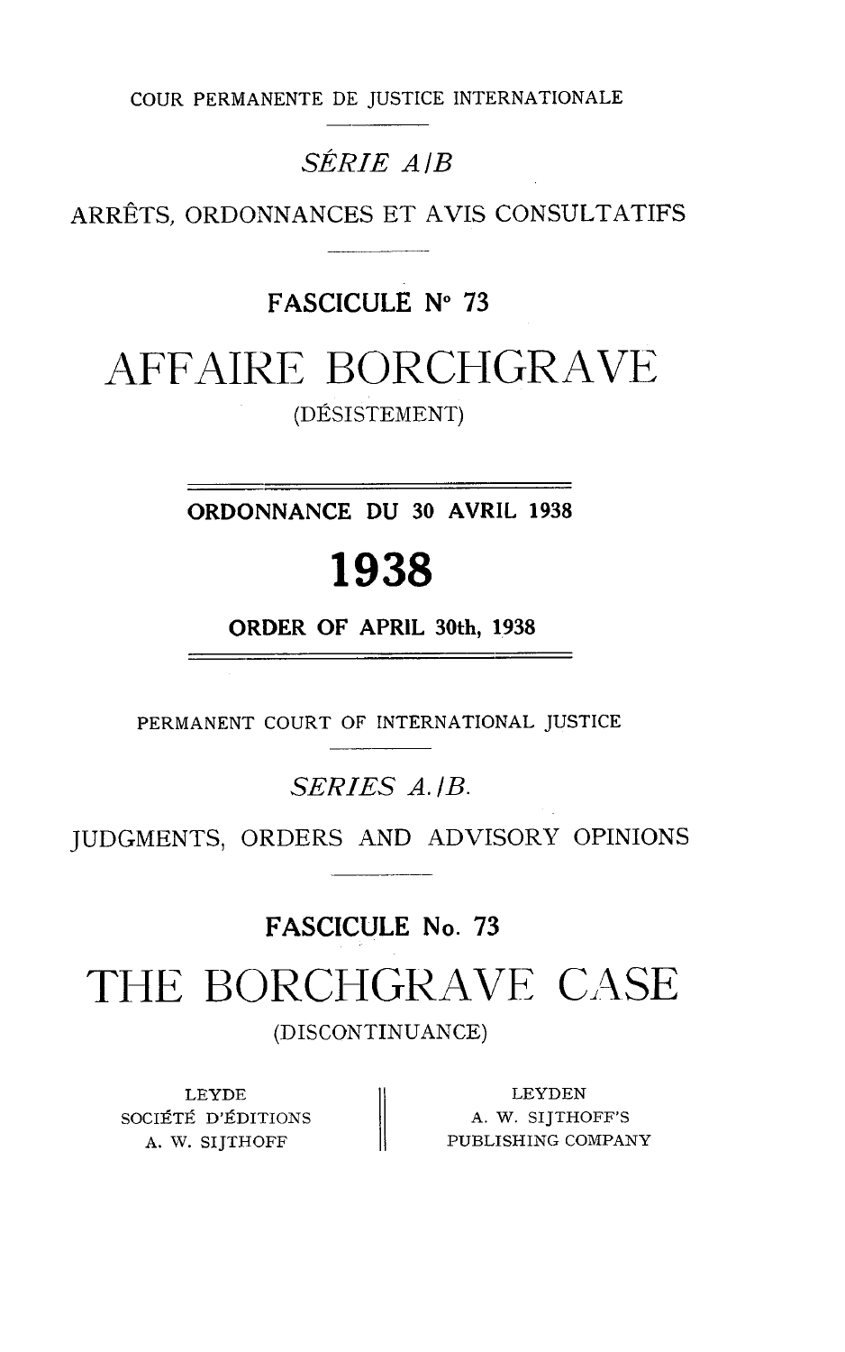COUR PERMANENTE DE JUSTICE INTERNATIONALE

*SÉRIE A/B*

ARRÊTS, ORDONNANCES ET AVIS CONSULTATIFS

**FASCICULE N° 73**

# AFFAIRE BORCHGRAVE

(DÉSISTEMENT)

**ORDONNANCE DU 30 AVRIL 1938**

# 1938

**ORDER OF APRIL 30th, 1938**

PERMANENT COURT OF INTERNATIONAL JUSTICE

*SERIES A./B.*

JUDGMENTS, ORDERS AND ADVISORY OPINIONS

**FASCICULE No. 73**

# THE BORCHGRAVE CASE

(DISCONTINUANCE)

| | |
|---|---|
| LEYDE<br>SOCIÉTÉ D'ÉDITIONS<br>A. W. SIJTHOFF | LEYDEN<br>A. W. SIJTHOFF'S<br>PUBLISHING COMPANY |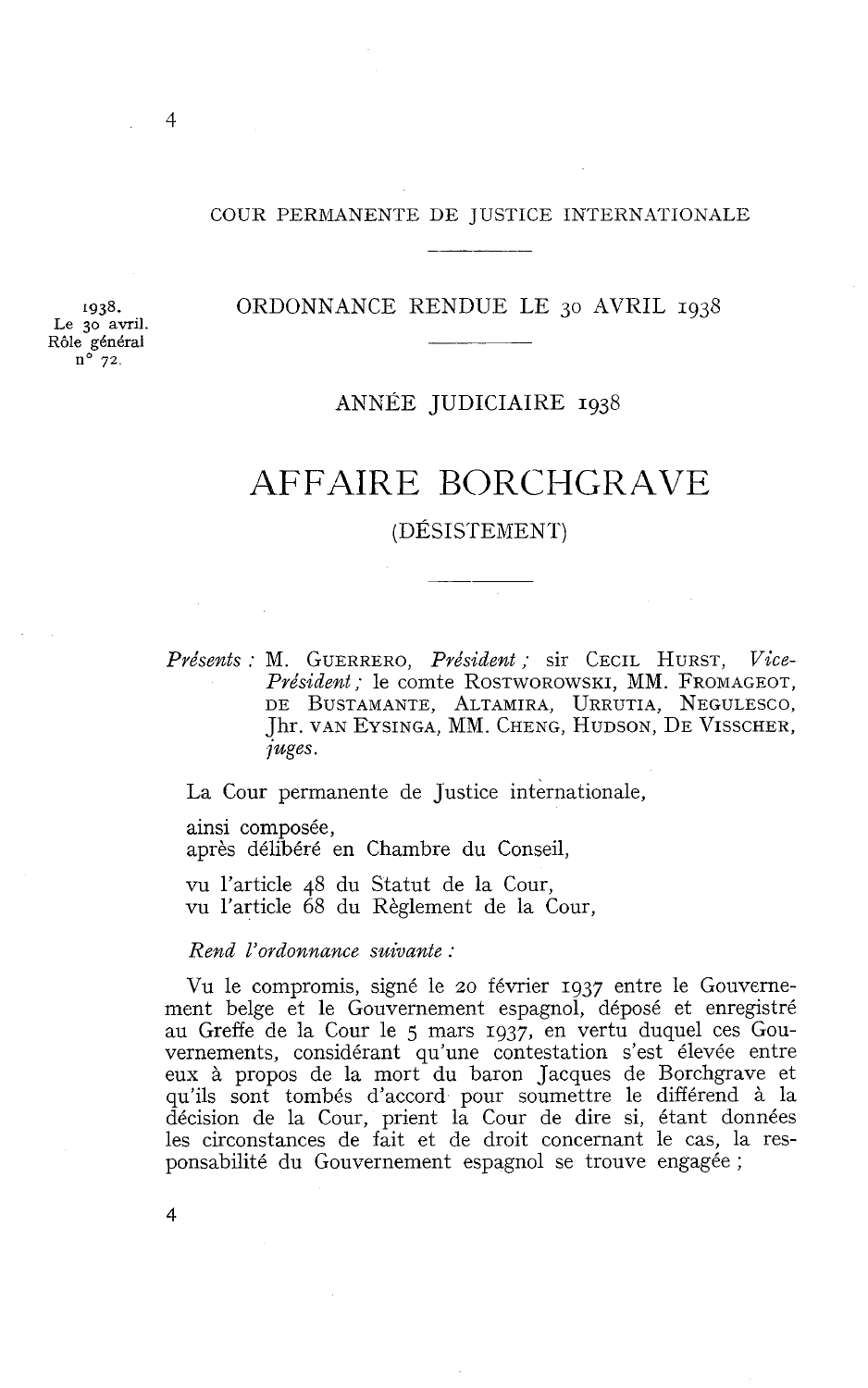COUR PERMANENTE DE JUSTICE INTERNATIONALE

1938.
Le 30 avril.
Rôle général n° 72.

ORDONNANCE RENDUE LE 30 AVRIL 1938

ANNÉE JUDICIAIRE 1938

# AFFAIRE BORCHGRAVE

## (DÉSISTEMENT)

*Présents :* M. GUERRERO, *Président ;* sir CECIL HURST, *Vice-Président ;* le comte ROSTWOROWSKI, MM. FROMAGEOT, DE BUSTAMANTE, ALTAMIRA, URRUTIA, NEGULESCO, Jhr. VAN EYSINGA, MM. CHENG, HUDSON, DE VISSCHER, *juges.*

La Cour permanente de Justice internationale,

ainsi composée,
après délibéré en Chambre du Conseil,

vu l'article 48 du Statut de la Cour,
vu l'article 68 du Règlement de la Cour,

*Rend l'ordonnance suivante :*

Vu le compromis, signé le 20 février 1937 entre le Gouvernement belge et le Gouvernement espagnol, déposé et enregistré au Greffe de la Cour le 5 mars 1937, en vertu duquel ces Gouvernements, considérant qu'une contestation s'est élevée entre eux à propos de la mort du baron Jacques de Borchgrave et qu'ils sont tombés d'accord pour soumettre le différend à la décision de la Cour, prient la Cour de dire si, étant données les circonstances de fait et de droit concernant le cas, la responsabilité du Gouvernement espagnol se trouve engagée ;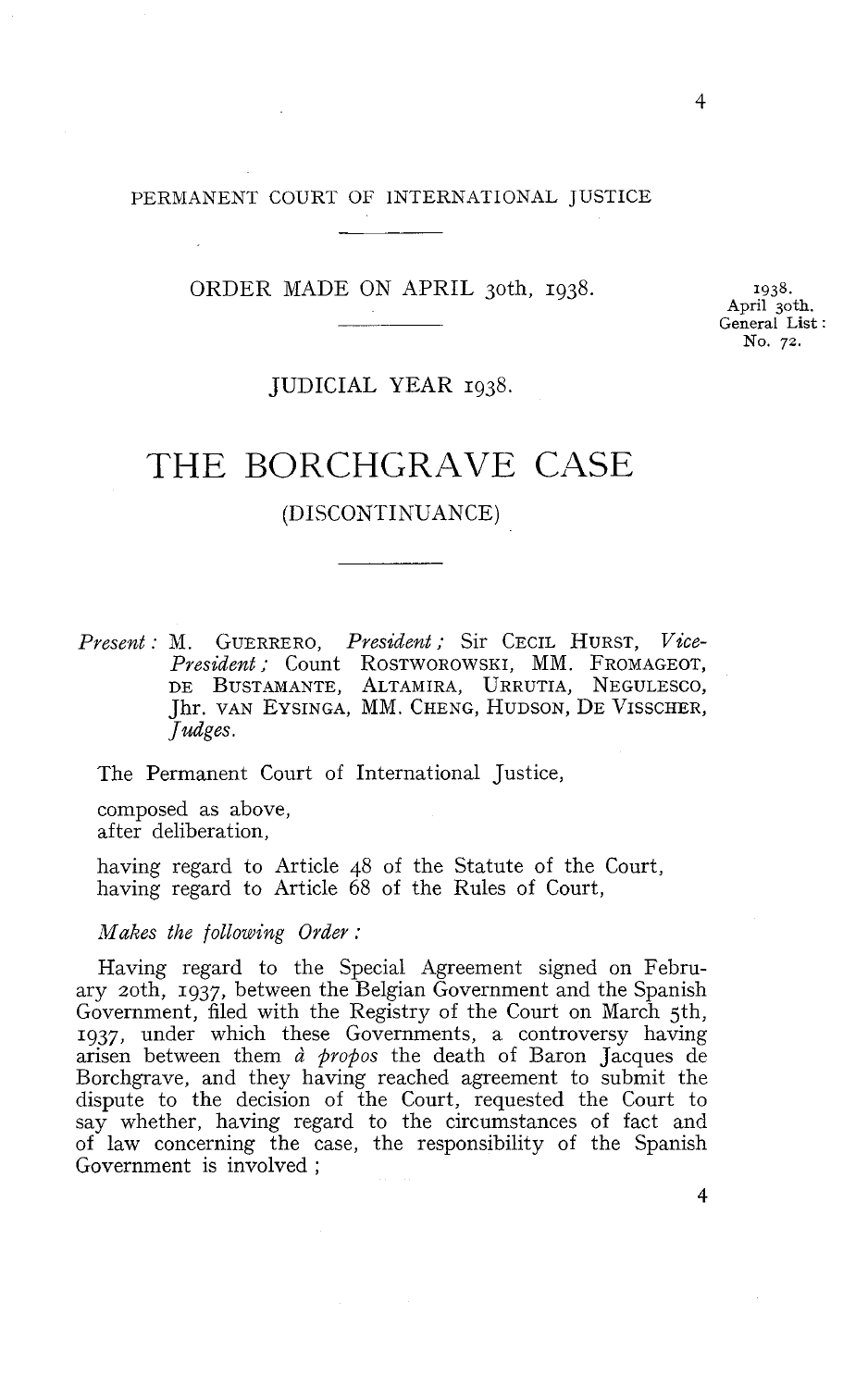PERMANENT COURT OF INTERNATIONAL JUSTICE

ORDER MADE ON APRIL 30th, 1938.

1938.
April 30th.
General List:
No. 72.

JUDICIAL YEAR 1938.

# THE BORCHGRAVE CASE

## (DISCONTINUANCE)

*Present:* M. GUERRERO, *President;* Sir CECIL HURST, *Vice-President;* Count ROSTWOROWSKI, MM. FROMAGEOT, DE BUSTAMANTE, ALTAMIRA, URRUTIA, NEGULESCO, Jhr. VAN EYSINGA, MM. CHENG, HUDSON, DE VISSCHER, *Judges.*

The Permanent Court of International Justice,

composed as above,
after deliberation,

having regard to Article 48 of the Statute of the Court,
having regard to Article 68 of the Rules of Court,

*Makes the following Order:*

Having regard to the Special Agreement signed on February 20th, 1937, between the Belgian Government and the Spanish Government, filed with the Registry of the Court on March 5th, 1937, under which these Governments, a controversy having arisen between them *à propos* the death of Baron Jacques de Borchgrave, and they having reached agreement to submit the dispute to the decision of the Court, requested the Court to say whether, having regard to the circumstances of fact and of law concerning the case, the responsibility of the Spanish Government is involved;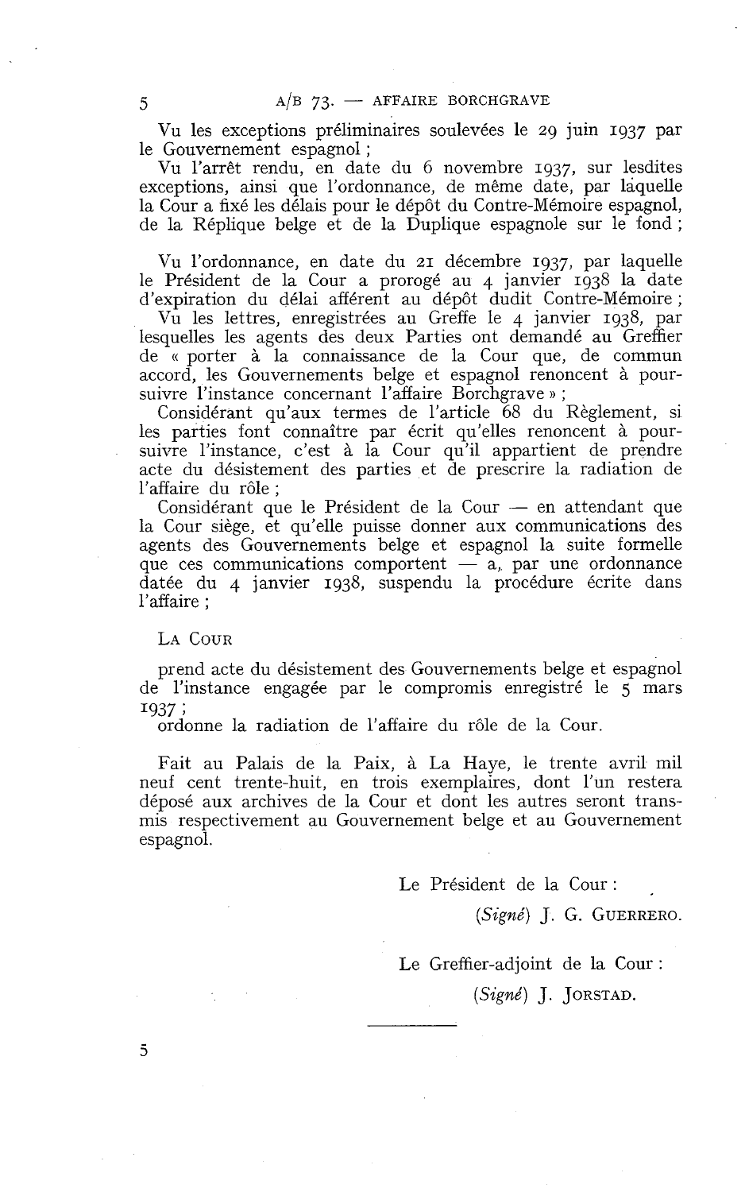Vu les exceptions préliminaires soulevées le 29 juin 1937 par le Gouvernement espagnol ;

Vu l'arrêt rendu, en date du 6 novembre 1937, sur lesdites exceptions, ainsi que l'ordonnance, de même date, par laquelle la Cour a fixé les délais pour le dépôt du Contre-Mémoire espagnol, de la Réplique belge et de la Duplique espagnole sur le fond ;

Vu l'ordonnance, en date du 21 décembre 1937, par laquelle le Président de la Cour a prorogé au 4 janvier 1938 la date d'expiration du délai afférent au dépôt dudit Contre-Mémoire ;

Vu les lettres, enregistrées au Greffe le 4 janvier 1938, par lesquelles les agents des deux Parties ont demandé au Greffier de « porter à la connaissance de la Cour que, de commun accord, les Gouvernements belge et espagnol renoncent à poursuivre l'instance concernant l'affaire Borchgrave » ;

Considérant qu'aux termes de l'article 68 du Règlement, si les parties font connaître par écrit qu'elles renoncent à poursuivre l'instance, c'est à la Cour qu'il appartient de prendre acte du désistement des parties et de prescrire la radiation de l'affaire du rôle ;

Considérant que le Président de la Cour — en attendant que la Cour siège, et qu'elle puisse donner aux communications des agents des Gouvernements belge et espagnol la suite formelle que ces communications comportent — a, par une ordonnance datée du 4 janvier 1938, suspendu la procédure écrite dans l'affaire ;

LA COUR

prend acte du désistement des Gouvernements belge et espagnol de l'instance engagée par le compromis enregistré le 5 mars 1937 ;

ordonne la radiation de l'affaire du rôle de la Cour.

Fait au Palais de la Paix, à La Haye, le trente avril mil neuf cent trente-huit, en trois exemplaires, dont l'un restera déposé aux archives de la Cour et dont les autres seront transmis respectivement au Gouvernement belge et au Gouvernement espagnol.

Le Président de la Cour :

(*Signé*) J. G. GUERRERO.

Le Greffier-adjoint de la Cour :

(*Signé*) J. JORSTAD.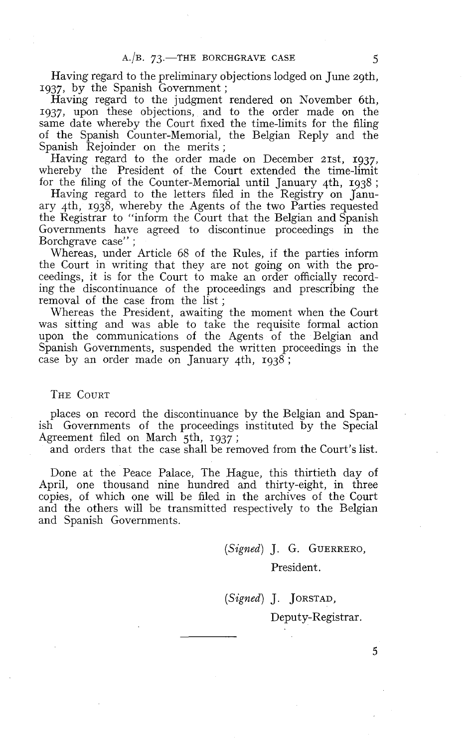Having regard to the preliminary objections lodged on June 29th, 1937, by the Spanish Government ;

Having regard to the judgment rendered on November 6th, 1937, upon these objections, and to the order made on the same date whereby the Court fixed the time-limits for the filing of the Spanish Counter-Memorial, the Belgian Reply and the Spanish Rejoinder on the merits ;

Having regard to the order made on December 21st, 1937, whereby the President of the Court extended the time-limit for the filing of the Counter-Memorial until January 4th, 1938 ;

Having regard to the letters filed in the Registry on January 4th, 1938, whereby the Agents of the two Parties requested the Registrar to "inform the Court that the Belgian and Spanish Governments have agreed to discontinue proceedings in the Borchgrave case" ;

Whereas, under Article 68 of the Rules, if the parties inform the Court in writing that they are not going on with the proceedings, it is for the Court to make an order officially recording the discontinuance of the proceedings and prescribing the removal of the case from the list ;

Whereas the President, awaiting the moment when the Court was sitting and was able to take the requisite formal action upon the communications of the Agents of the Belgian and Spanish Governments, suspended the written proceedings in the case by an order made on January 4th, 1938 ;

THE COURT

places on record the discontinuance by the Belgian and Spanish Governments of the proceedings instituted by the Special Agreement filed on March 5th, 1937 ;

and orders that the case shall be removed from the Court's list.

Done at the Peace Palace, The Hague, this thirtieth day of April, one thousand nine hundred and thirty-eight, in three copies, of which one will be filed in the archives of the Court and the others will be transmitted respectively to the Belgian and Spanish Governments.

(*Signed*) J. G. GUERRERO,

President.

(*Signed*) J. JORSTAD,

Deputy-Registrar.